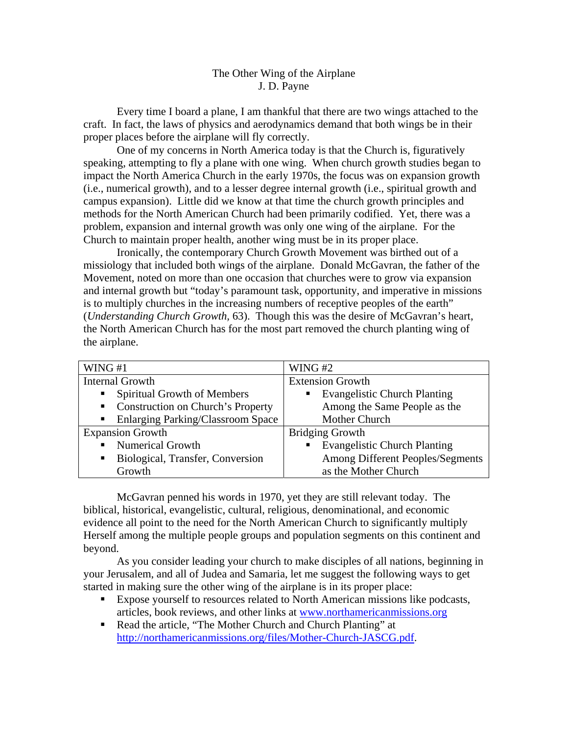# The Other Wing of the Airplane

J. D. Payne

Every time I board a plane, I am thankful that there are two wings attached to the craft. In fact, the laws of physics and aerodynamics demand that both wings be in their proper places before the airplane will fly correctly.

One of my concerns in North America today is that the Church is, figuratively speaking, attempting to fly a plane with one wing. When church growth studies began to impact the North America Church in the early 1970s, the focus was on expansion growth (i.e., numerical growth), and to a lesser degree internal growth (i.e., spiritual growth and campus expansion). Little did we know at that time the church growth principles and methods for the North American Church had been primarily codified. Yet, there was a problem, expansion and internal growth was only one wing of the airplane. For the Church to maintain proper health, another wing must be in its proper place.

Ironically, the contemporary Church Growth Movement was birthed out of a missiology that included both wings of the airplane. Donald McGavran, the father of the Movement, noted on more than one occasion that churches were to grow via expansion and internal growth but "today's paramount task, opportunity, and imperative in missions is to multiply churches in the increasing numbers of receptive peoples of the earth" (*Understanding Church Growth*, 63). Though this was the desire of McGavran's heart, the North American Church has for the most part removed the church planting wing of the airplane.

| WING #1 | WING #2 |
|---|---|
| Internal Growth<br>▪ Spiritual Growth of Members<br>▪ Construction on Church's Property<br>▪ Enlarging Parking/Classroom Space | Extension Growth<br>▪ Evangelistic Church Planting Among the Same People as the Mother Church |
| Expansion Growth<br>▪ Numerical Growth<br>▪ Biological, Transfer, Conversion Growth | Bridging Growth<br>▪ Evangelistic Church Planting Among Different Peoples/Segments as the Mother Church |

McGavran penned his words in 1970, yet they are still relevant today. The biblical, historical, evangelistic, cultural, religious, denominational, and economic evidence all point to the need for the North American Church to significantly multiply Herself among the multiple people groups and population segments on this continent and beyond.

As you consider leading your church to make disciples of all nations, beginning in your Jerusalem, and all of Judea and Samaria, let me suggest the following ways to get started in making sure the other wing of the airplane is in its proper place:

- Expose yourself to resources related to North American missions like podcasts, articles, book reviews, and other links at www.northamericanmissions.org
- Read the article, "The Mother Church and Church Planting" at http://northamericanmissions.org/files/Mother-Church-JASCG.pdf.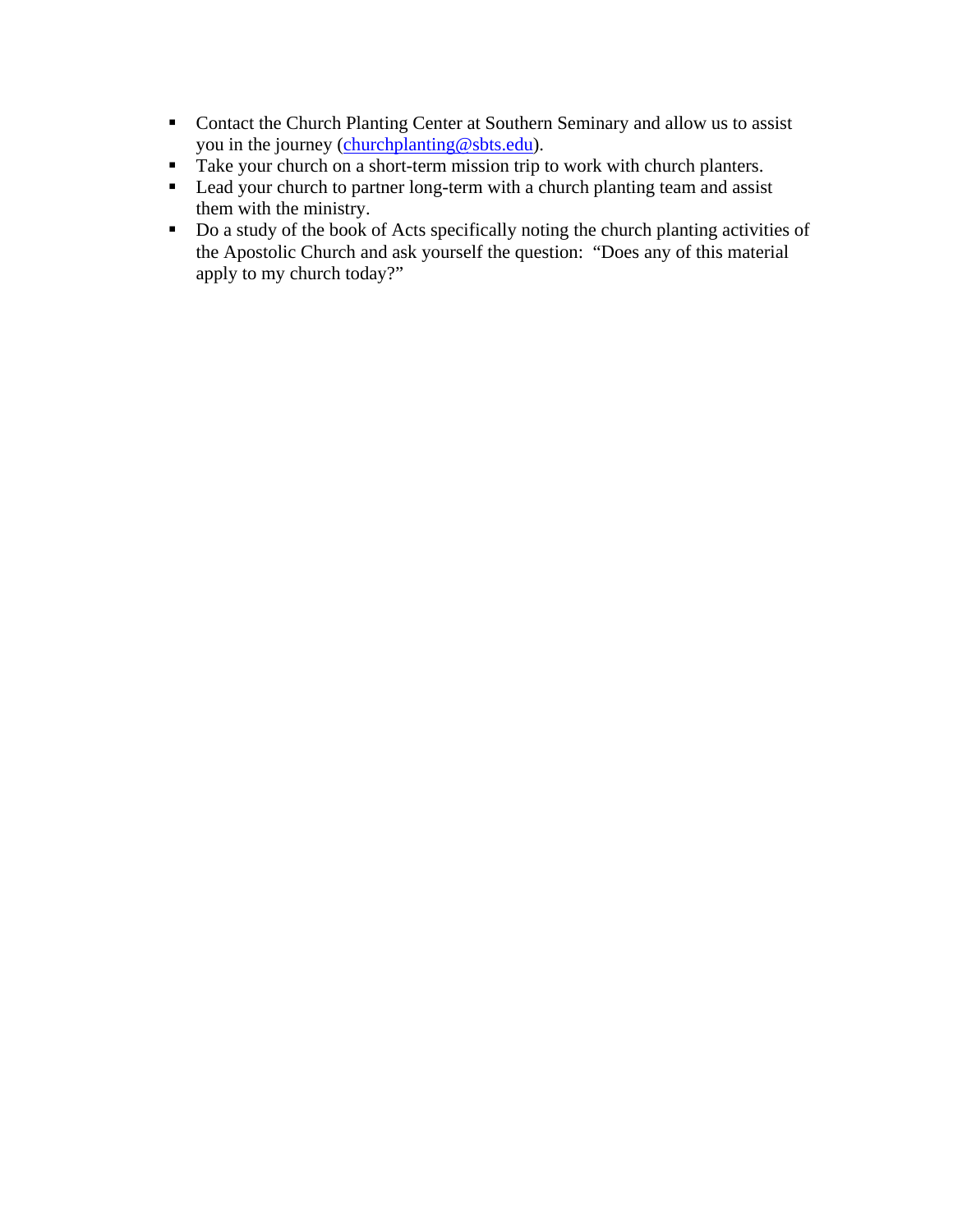- Contact the Church Planting Center at Southern Seminary and allow us to assist you in the journey (churchplanting@sbts.edu).
- Take your church on a short-term mission trip to work with church planters.
- Lead your church to partner long-term with a church planting team and assist them with the ministry.
- Do a study of the book of Acts specifically noting the church planting activities of the Apostolic Church and ask yourself the question: "Does any of this material apply to my church today?"